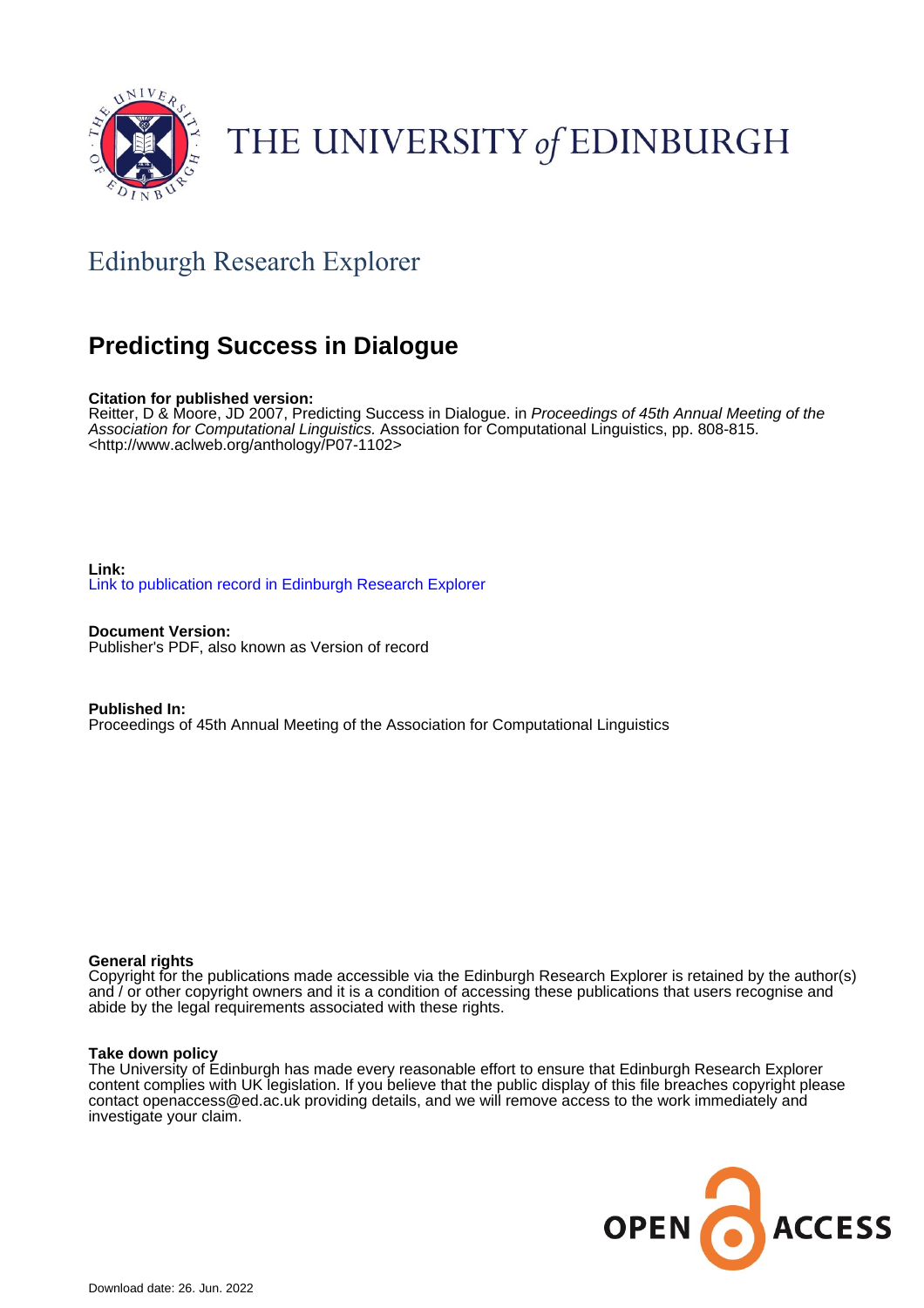THE UNIVERSITY *of* EDINBURGH

## Edinburgh Research Explorer

# Predicting Success in Dialogue

**Citation for published version:**
Reitter, D & Moore, JD 2007, Predicting Success in Dialogue. in *Proceedings of 45th Annual Meeting of the Association for Computational Linguistics.* Association for Computational Linguistics, pp. 808-815. <http://www.aclweb.org/anthology/P07-1102>

**Link:**
Link to publication record in Edinburgh Research Explorer

**Document Version:**
Publisher's PDF, also known as Version of record

**Published In:**
Proceedings of 45th Annual Meeting of the Association for Computational Linguistics

**General rights**
Copyright for the publications made accessible via the Edinburgh Research Explorer is retained by the author(s) and / or other copyright owners and it is a condition of accessing these publications that users recognise and abide by the legal requirements associated with these rights.

**Take down policy**
The University of Edinburgh has made every reasonable effort to ensure that Edinburgh Research Explorer content complies with UK legislation. If you believe that the public display of this file breaches copyright please contact openaccess@ed.ac.uk providing details, and we will remove access to the work immediately and investigate your claim.

Download date: 26. Jun. 2022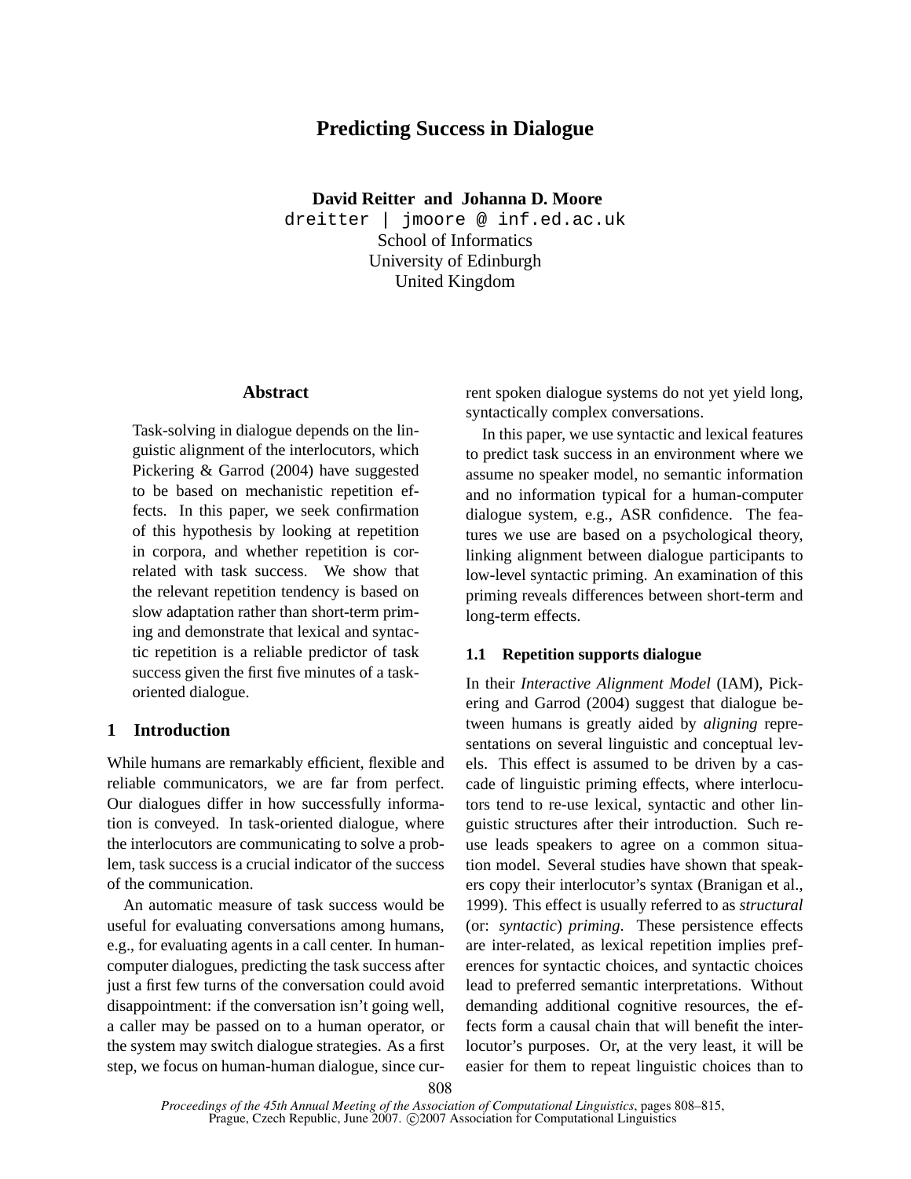# Predicting Success in Dialogue

**David Reitter and Johanna D. Moore**
dreitter | jmoore @ inf.ed.ac.uk
School of Informatics
University of Edinburgh
United Kingdom

## Abstract

Task-solving in dialogue depends on the linguistic alignment of the interlocutors, which Pickering & Garrod (2004) have suggested to be based on mechanistic repetition effects. In this paper, we seek confirmation of this hypothesis by looking at repetition in corpora, and whether repetition is correlated with task success. We show that the relevant repetition tendency is based on slow adaptation rather than short-term priming and demonstrate that lexical and syntactic repetition is a reliable predictor of task success given the first five minutes of a task-oriented dialogue.

## 1 Introduction

While humans are remarkably efficient, flexible and reliable communicators, we are far from perfect. Our dialogues differ in how successfully information is conveyed. In task-oriented dialogue, where the interlocutors are communicating to solve a problem, task success is a crucial indicator of the success of the communication.

An automatic measure of task success would be useful for evaluating conversations among humans, e.g., for evaluating agents in a call center. In human-computer dialogues, predicting the task success after just a first few turns of the conversation could avoid disappointment: if the conversation isn't going well, a caller may be passed on to a human operator, or the system may switch dialogue strategies. As a first step, we focus on human-human dialogue, since current spoken dialogue systems do not yet yield long, syntactically complex conversations.

In this paper, we use syntactic and lexical features to predict task success in an environment where we assume no speaker model, no semantic information and no information typical for a human-computer dialogue system, e.g., ASR confidence. The features we use are based on a psychological theory, linking alignment between dialogue participants to low-level syntactic priming. An examination of this priming reveals differences between short-term and long-term effects.

### 1.1 Repetition supports dialogue

In their *Interactive Alignment Model* (IAM), Pickering and Garrod (2004) suggest that dialogue between humans is greatly aided by *aligning* representations on several linguistic and conceptual levels. This effect is assumed to be driven by a cascade of linguistic priming effects, where interlocutors tend to re-use lexical, syntactic and other linguistic structures after their introduction. Such re-use leads speakers to agree on a common situation model. Several studies have shown that speakers copy their interlocutor's syntax (Branigan et al., 1999). This effect is usually referred to as *structural* (or: *syntactic*) *priming*. These persistence effects are inter-related, as lexical repetition implies preferences for syntactic choices, and syntactic choices lead to preferred semantic interpretations. Without demanding additional cognitive resources, the effects form a causal chain that will benefit the interlocutor's purposes. Or, at the very least, it will be easier for them to repeat linguistic choices than to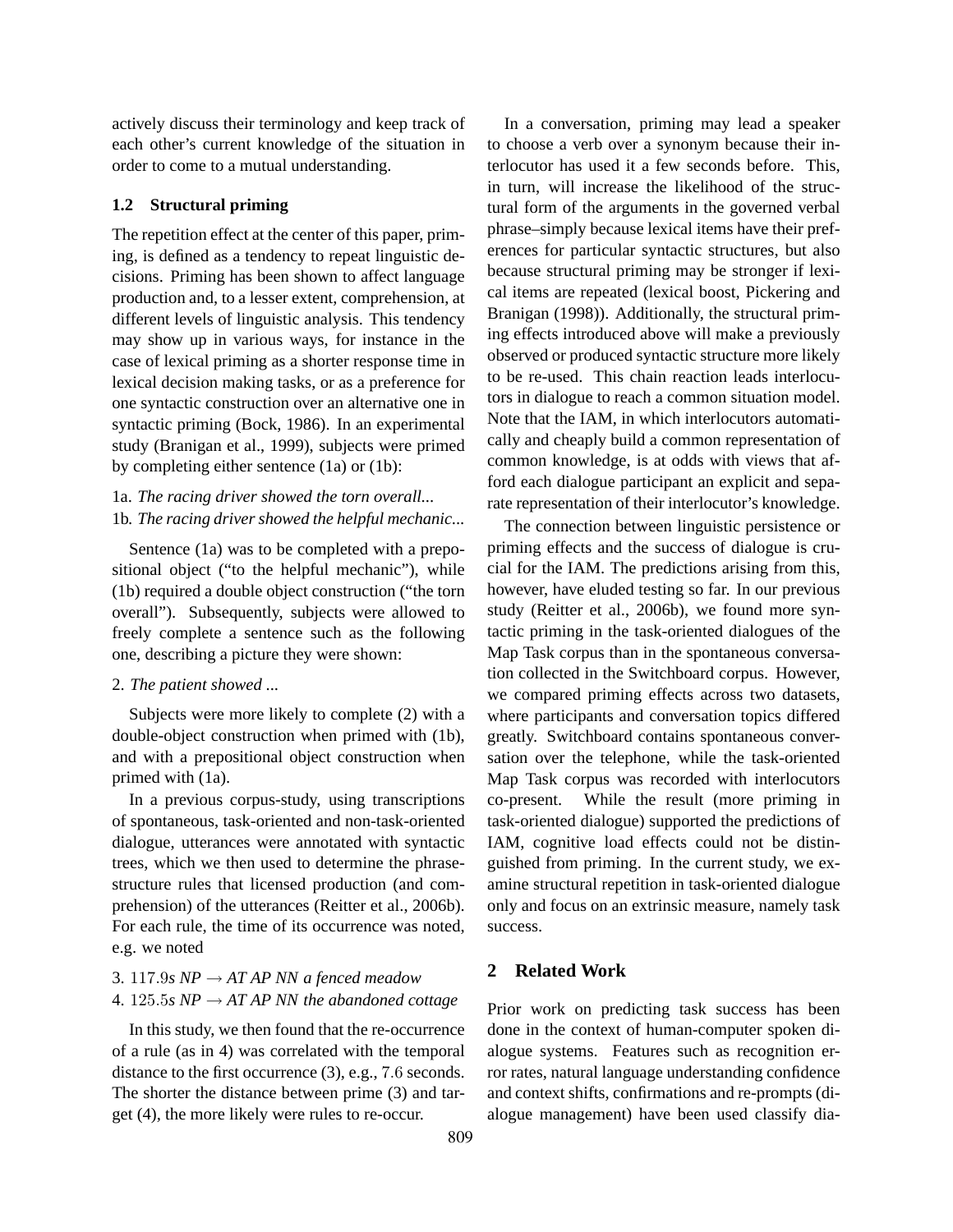actively discuss their terminology and keep track of each other's current knowledge of the situation in order to come to a mutual understanding.

### 1.2 Structural priming

The repetition effect at the center of this paper, priming, is defined as a tendency to repeat linguistic decisions. Priming has been shown to affect language production and, to a lesser extent, comprehension, at different levels of linguistic analysis. This tendency may show up in various ways, for instance in the case of lexical priming as a shorter response time in lexical decision making tasks, or as a preference for one syntactic construction over an alternative one in syntactic priming (Bock, 1986). In an experimental study (Branigan et al., 1999), subjects were primed by completing either sentence (1a) or (1b):

1a. *The racing driver showed the torn overall...*
1b. *The racing driver showed the helpful mechanic...*

Sentence (1a) was to be completed with a prepositional object ("to the helpful mechanic"), while (1b) required a double object construction ("the torn overall"). Subsequently, subjects were allowed to freely complete a sentence such as the following one, describing a picture they were shown:

2. *The patient showed ...*

Subjects were more likely to complete (2) with a double-object construction when primed with (1b), and with a prepositional object construction when primed with (1a).

In a previous corpus-study, using transcriptions of spontaneous, task-oriented and non-task-oriented dialogue, utterances were annotated with syntactic trees, which we then used to determine the phrase-structure rules that licensed production (and comprehension) of the utterances (Reitter et al., 2006b). For each rule, the time of its occurrence was noted, e.g. we noted

3. $117.9$*s NP* $\rightarrow$ *AT AP NN a fenced meadow*
4. $125.5$*s NP* $\rightarrow$ *AT AP NN the abandoned cottage*

In this study, we then found that the re-occurrence of a rule (as in 4) was correlated with the temporal distance to the first occurrence (3), e.g., $7.6$ seconds. The shorter the distance between prime (3) and target (4), the more likely were rules to re-occur.

In a conversation, priming may lead a speaker to choose a verb over a synonym because their interlocutor has used it a few seconds before. This, in turn, will increase the likelihood of the structural form of the arguments in the governed verbal phrase–simply because lexical items have their preferences for particular syntactic structures, but also because structural priming may be stronger if lexical items are repeated (lexical boost, Pickering and Branigan (1998)). Additionally, the structural priming effects introduced above will make a previously observed or produced syntactic structure more likely to be re-used. This chain reaction leads interlocutors in dialogue to reach a common situation model. Note that the IAM, in which interlocutors automatically and cheaply build a common representation of common knowledge, is at odds with views that afford each dialogue participant an explicit and separate representation of their interlocutor's knowledge.

The connection between linguistic persistence or priming effects and the success of dialogue is crucial for the IAM. The predictions arising from this, however, have eluded testing so far. In our previous study (Reitter et al., 2006b), we found more syntactic priming in the task-oriented dialogues of the Map Task corpus than in the spontaneous conversation collected in the Switchboard corpus. However, we compared priming effects across two datasets, where participants and conversation topics differed greatly. Switchboard contains spontaneous conversation over the telephone, while the task-oriented Map Task corpus was recorded with interlocutors co-present. While the result (more priming in task-oriented dialogue) supported the predictions of IAM, cognitive load effects could not be distinguished from priming. In the current study, we examine structural repetition in task-oriented dialogue only and focus on an extrinsic measure, namely task success.

## 2 Related Work

Prior work on predicting task success has been done in the context of human-computer spoken dialogue systems. Features such as recognition error rates, natural language understanding confidence and context shifts, confirmations and re-prompts (dialogue management) have been used classify dia-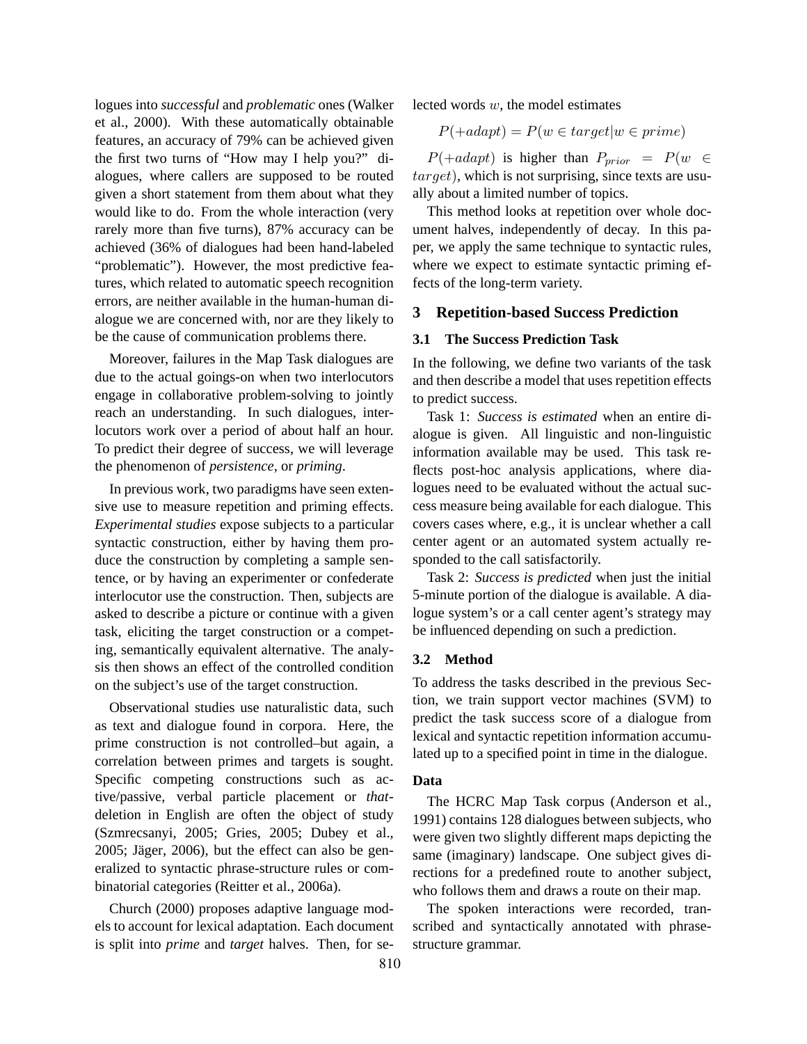logues into *successful* and *problematic* ones (Walker et al., 2000). With these automatically obtainable features, an accuracy of 79% can be achieved given the first two turns of "How may I help you?" dialogues, where callers are supposed to be routed given a short statement from them about what they would like to do. From the whole interaction (very rarely more than five turns), 87% accuracy can be achieved (36% of dialogues had been hand-labeled "problematic"). However, the most predictive features, which related to automatic speech recognition errors, are neither available in the human-human dialogue we are concerned with, nor are they likely to be the cause of communication problems there.

Moreover, failures in the Map Task dialogues are due to the actual goings-on when two interlocutors engage in collaborative problem-solving to jointly reach an understanding. In such dialogues, interlocutors work over a period of about half an hour. To predict their degree of success, we will leverage the phenomenon of *persistence*, or *priming*.

In previous work, two paradigms have seen extensive use to measure repetition and priming effects. *Experimental studies* expose subjects to a particular syntactic construction, either by having them produce the construction by completing a sample sentence, or by having an experimenter or confederate interlocutor use the construction. Then, subjects are asked to describe a picture or continue with a given task, eliciting the target construction or a competing, semantically equivalent alternative. The analysis then shows an effect of the controlled condition on the subject's use of the target construction.

Observational studies use naturalistic data, such as text and dialogue found in corpora. Here, the prime construction is not controlled–but again, a correlation between primes and targets is sought. Specific competing constructions such as active/passive, verbal particle placement or *that*-deletion in English are often the object of study (Szmrecsanyi, 2005; Gries, 2005; Dubey et al., 2005; Jäger, 2006), but the effect can also be generalized to syntactic phrase-structure rules or combinatorial categories (Reitter et al., 2006a).

Church (2000) proposes adaptive language models to account for lexical adaptation. Each document is split into *prime* and *target* halves. Then, for selected words $w$, the model estimates

$$P(+adapt) = P(w \in target | w \in prime)$$

$P(+adapt)$ is higher than $P_{prior} = P(w \in target)$, which is not surprising, since texts are usually about a limited number of topics.

This method looks at repetition over whole document halves, independently of decay. In this paper, we apply the same technique to syntactic rules, where we expect to estimate syntactic priming effects of the long-term variety.

## 3 Repetition-based Success Prediction

### 3.1 The Success Prediction Task

In the following, we define two variants of the task and then describe a model that uses repetition effects to predict success.

Task 1: *Success is estimated* when an entire dialogue is given. All linguistic and non-linguistic information available may be used. This task reflects post-hoc analysis applications, where dialogues need to be evaluated without the actual success measure being available for each dialogue. This covers cases where, e.g., it is unclear whether a call center agent or an automated system actually responded to the call satisfactorily.

Task 2: *Success is predicted* when just the initial 5-minute portion of the dialogue is available. A dialogue system's or a call center agent's strategy may be influenced depending on such a prediction.

### 3.2 Method

To address the tasks described in the previous Section, we train support vector machines (SVM) to predict the task success score of a dialogue from lexical and syntactic repetition information accumulated up to a specified point in time in the dialogue.

**Data**

The HCRC Map Task corpus (Anderson et al., 1991) contains 128 dialogues between subjects, who were given two slightly different maps depicting the same (imaginary) landscape. One subject gives directions for a predefined route to another subject, who follows them and draws a route on their map.

The spoken interactions were recorded, transcribed and syntactically annotated with phrase-structure grammar.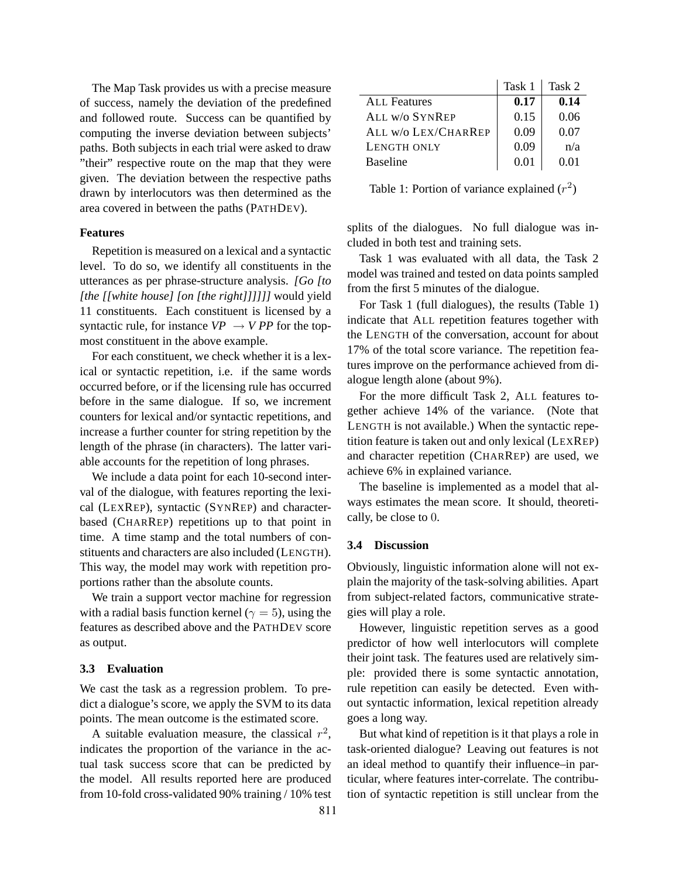The Map Task provides us with a precise measure of success, namely the deviation of the predefined and followed route. Success can be quantified by computing the inverse deviation between subjects' paths. Both subjects in each trial were asked to draw "their" respective route on the map that they were given. The deviation between the respective paths drawn by interlocutors was then determined as the area covered in between the paths (PATHDEV).

**Features**

Repetition is measured on a lexical and a syntactic level. To do so, we identify all constituents in the utterances as per phrase-structure analysis. *[Go [to [the [[white house] [on [the right]]]]]]* would yield 11 constituents. Each constituent is licensed by a syntactic rule, for instance *VP* $\rightarrow$ *V PP* for the topmost constituent in the above example.

For each constituent, we check whether it is a lexical or syntactic repetition, i.e. if the same words occurred before, or if the licensing rule has occurred before in the same dialogue. If so, we increment counters for lexical and/or syntactic repetitions, and increase a further counter for string repetition by the length of the phrase (in characters). The latter variable accounts for the repetition of long phrases.

We include a data point for each 10-second interval of the dialogue, with features reporting the lexical (LEXREP), syntactic (SYNREP) and character-based (CHARREP) repetitions up to that point in time. A time stamp and the total numbers of constituents and characters are also included (LENGTH). This way, the model may work with repetition proportions rather than the absolute counts.

We train a support vector machine for regression with a radial basis function kernel ($\gamma = 5$), using the features as described above and the PATHDEV score as output.

### 3.3 Evaluation

We cast the task as a regression problem. To predict a dialogue's score, we apply the SVM to its data points. The mean outcome is the estimated score.

A suitable evaluation measure, the classical $r^2$, indicates the proportion of the variance in the actual task success score that can be predicted by the model. All results reported here are produced from 10-fold cross-validated 90% training / 10% test splits of the dialogues. No full dialogue was included in both test and training sets.

| | Task 1 | Task 2 |
|---|---|---|
| ALL Features | **0.17** | **0.14** |
| ALL w/o SYNREP | 0.15 | 0.06 |
| ALL w/o LEX/CHARREP | 0.09 | 0.07 |
| LENGTH ONLY | 0.09 | n/a |
| Baseline | 0.01 | 0.01 |

Table 1: Portion of variance explained ($r^2$)

Task 1 was evaluated with all data, the Task 2 model was trained and tested on data points sampled from the first 5 minutes of the dialogue.

For Task 1 (full dialogues), the results (Table 1) indicate that ALL repetition features together with the LENGTH of the conversation, account for about 17% of the total score variance. The repetition features improve on the performance achieved from dialogue length alone (about 9%).

For the more difficult Task 2, ALL features together achieve 14% of the variance. (Note that LENGTH is not available.) When the syntactic repetition feature is taken out and only lexical (LEXREP) and character repetition (CHARREP) are used, we achieve 6% in explained variance.

The baseline is implemented as a model that always estimates the mean score. It should, theoretically, be close to $0$.

### 3.4 Discussion

Obviously, linguistic information alone will not explain the majority of the task-solving abilities. Apart from subject-related factors, communicative strategies will play a role.

However, linguistic repetition serves as a good predictor of how well interlocutors will complete their joint task. The features used are relatively simple: provided there is some syntactic annotation, rule repetition can easily be detected. Even without syntactic information, lexical repetition already goes a long way.

But what kind of repetition is it that plays a role in task-oriented dialogue? Leaving out features is not an ideal method to quantify their influence–in particular, where features inter-correlate. The contribution of syntactic repetition is still unclear from the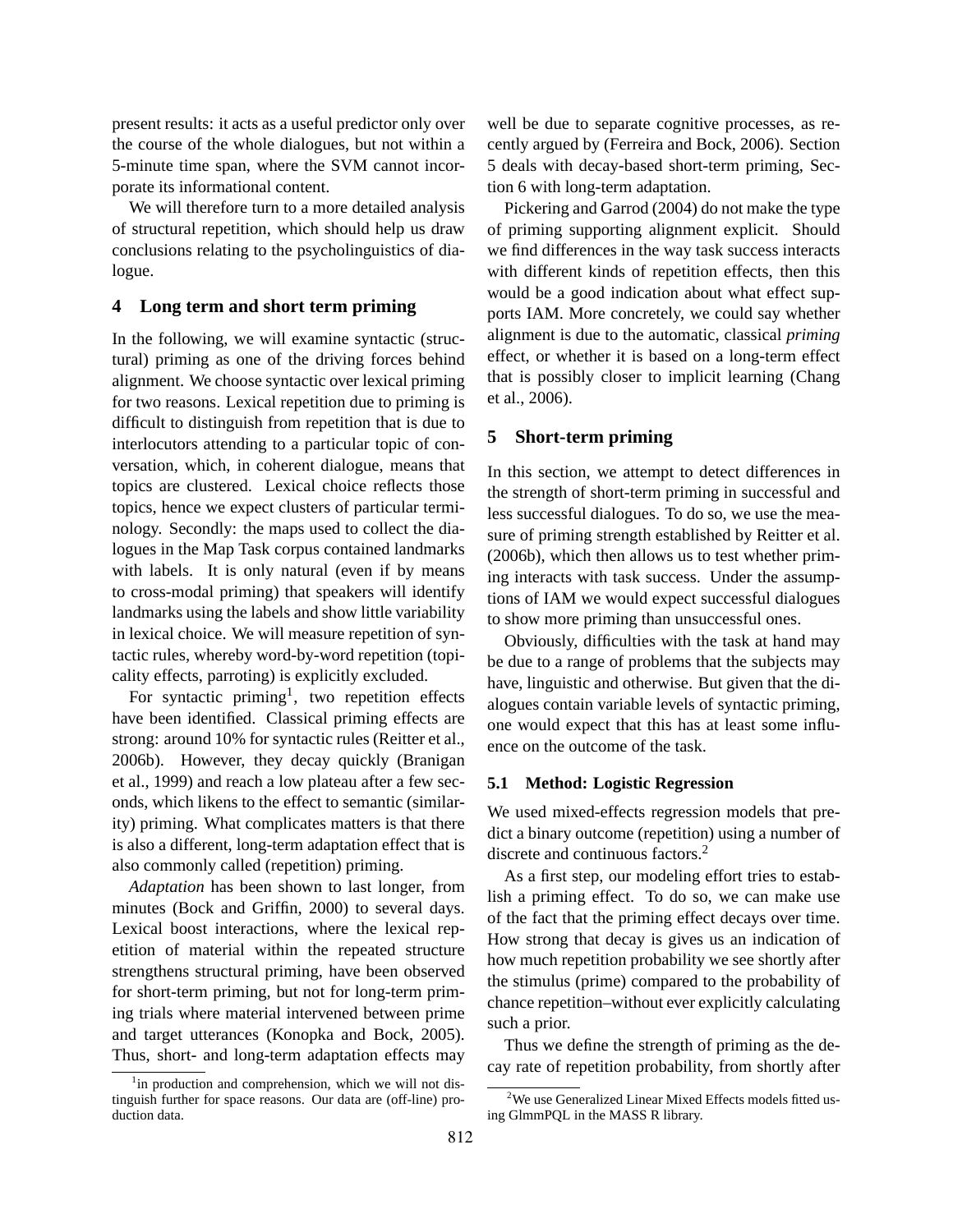present results: it acts as a useful predictor only over the course of the whole dialogues, but not within a 5-minute time span, where the SVM cannot incorporate its informational content.

We will therefore turn to a more detailed analysis of structural repetition, which should help us draw conclusions relating to the psycholinguistics of dialogue.

## 4 Long term and short term priming

In the following, we will examine syntactic (structural) priming as one of the driving forces behind alignment. We choose syntactic over lexical priming for two reasons. Lexical repetition due to priming is difficult to distinguish from repetition that is due to interlocutors attending to a particular topic of conversation, which, in coherent dialogue, means that topics are clustered. Lexical choice reflects those topics, hence we expect clusters of particular terminology. Secondly: the maps used to collect the dialogues in the Map Task corpus contained landmarks with labels. It is only natural (even if by means to cross-modal priming) that speakers will identify landmarks using the labels and show little variability in lexical choice. We will measure repetition of syntactic rules, whereby word-by-word repetition (topicality effects, parroting) is explicitly excluded.

For syntactic priming[1], two repetition effects have been identified. Classical priming effects are strong: around 10% for syntactic rules (Reitter et al., 2006b). However, they decay quickly (Branigan et al., 1999) and reach a low plateau after a few seconds, which likens to the effect to semantic (similarity) priming. What complicates matters is that there is also a different, long-term adaptation effect that is also commonly called (repetition) priming.

*Adaptation* has been shown to last longer, from minutes (Bock and Griffin, 2000) to several days. Lexical boost interactions, where the lexical repetition of material within the repeated structure strengthens structural priming, have been observed for short-term priming, but not for long-term priming trials where material intervened between prime and target utterances (Konopka and Bock, 2005). Thus, short- and long-term adaptation effects may well be due to separate cognitive processes, as recently argued by (Ferreira and Bock, 2006). Section 5 deals with decay-based short-term priming, Section 6 with long-term adaptation.

Pickering and Garrod (2004) do not make the type of priming supporting alignment explicit. Should we find differences in the way task success interacts with different kinds of repetition effects, then this would be a good indication about what effect supports IAM. More concretely, we could say whether alignment is due to the automatic, classical *priming* effect, or whether it is based on a long-term effect that is possibly closer to implicit learning (Chang et al., 2006).

## 5 Short-term priming

In this section, we attempt to detect differences in the strength of short-term priming in successful and less successful dialogues. To do so, we use the measure of priming strength established by Reitter et al. (2006b), which then allows us to test whether priming interacts with task success. Under the assumptions of IAM we would expect successful dialogues to show more priming than unsuccessful ones.

Obviously, difficulties with the task at hand may be due to a range of problems that the subjects may have, linguistic and otherwise. But given that the dialogues contain variable levels of syntactic priming, one would expect that this has at least some influence on the outcome of the task.

### 5.1 Method: Logistic Regression

We used mixed-effects regression models that predict a binary outcome (repetition) using a number of discrete and continuous factors.[2]

As a first step, our modeling effort tries to establish a priming effect. To do so, we can make use of the fact that the priming effect decays over time. How strong that decay is gives us an indication of how much repetition probability we see shortly after the stimulus (prime) compared to the probability of chance repetition–without ever explicitly calculating such a prior.

Thus we define the strength of priming as the decay rate of repetition probability, from shortly after

[1] in production and comprehension, which we will not distinguish further for space reasons. Our data are (off-line) production data.

[2] We use Generalized Linear Mixed Effects models fitted using GlmmPQL in the MASS R library.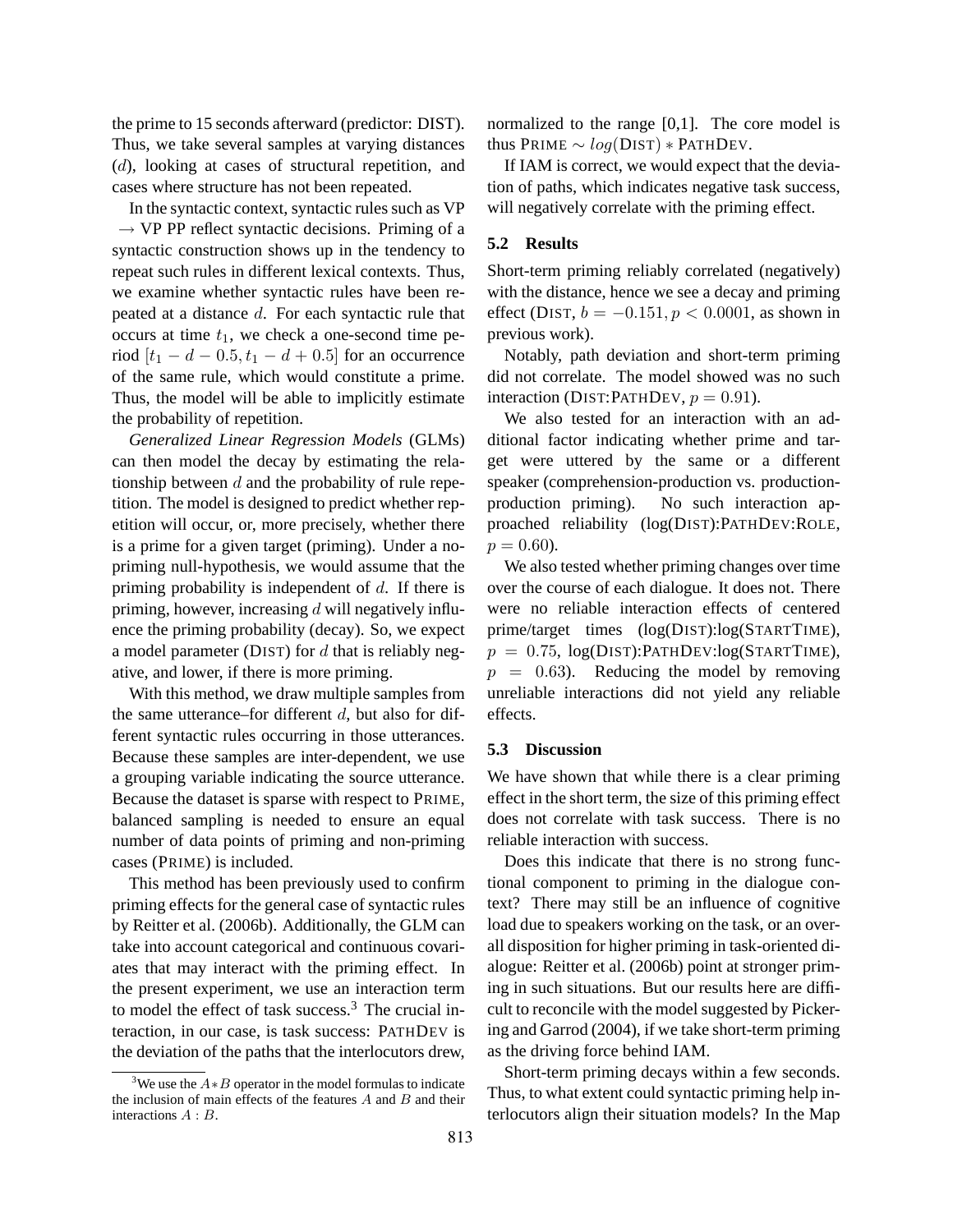the prime to 15 seconds afterward (predictor: DIST). Thus, we take several samples at varying distances ($d$), looking at cases of structural repetition, and cases where structure has not been repeated.

In the syntactic context, syntactic rules such as VP → VP PP reflect syntactic decisions. Priming of a syntactic construction shows up in the tendency to repeat such rules in different lexical contexts. Thus, we examine whether syntactic rules have been repeated at a distance $d$. For each syntactic rule that occurs at time $t_1$, we check a one-second time period $[t_1 - d - 0.5, t_1 - d + 0.5]$ for an occurrence of the same rule, which would constitute a prime. Thus, the model will be able to implicitly estimate the probability of repetition.

*Generalized Linear Regression Models* (GLMs) can then model the decay by estimating the relationship between $d$ and the probability of rule repetition. The model is designed to predict whether repetition will occur, or, more precisely, whether there is a prime for a given target (priming). Under a no-priming null-hypothesis, we would assume that the priming probability is independent of $d$. If there is priming, however, increasing $d$ will negatively influence the priming probability (decay). So, we expect a model parameter (DIST) for $d$ that is reliably negative, and lower, if there is more priming.

With this method, we draw multiple samples from the same utterance–for different $d$, but also for different syntactic rules occurring in those utterances. Because these samples are inter-dependent, we use a grouping variable indicating the source utterance. Because the dataset is sparse with respect to PRIME, balanced sampling is needed to ensure an equal number of data points of priming and non-priming cases (PRIME) is included.

This method has been previously used to confirm priming effects for the general case of syntactic rules by Reitter et al. (2006b). Additionally, the GLM can take into account categorical and continuous covariates that may interact with the priming effect. In the present experiment, we use an interaction term to model the effect of task success.[3] The crucial interaction, in our case, is task success: PATHDEV is the deviation of the paths that the interlocutors drew, normalized to the range [0,1]. The core model is thus PRIME $\sim log(\text{DIST}) * \text{PATHDEV}$.

If IAM is correct, we would expect that the deviation of paths, which indicates negative task success, will negatively correlate with the priming effect.

### 5.2 Results

Short-term priming reliably correlated (negatively) with the distance, hence we see a decay and priming effect (DIST, $b = -0.151, p < 0.0001$, as shown in previous work).

Notably, path deviation and short-term priming did not correlate. The model showed was no such interaction (DIST:PATHDEV, $p = 0.91$).

We also tested for an interaction with an additional factor indicating whether prime and target were uttered by the same or a different speaker (comprehension-production vs. production-production priming). No such interaction approached reliability (log(DIST):PATHDEV:ROLE, $p = 0.60$).

We also tested whether priming changes over time over the course of each dialogue. It does not. There were no reliable interaction effects of centered prime/target times (log(DIST):log(STARTTIME), $p = 0.75$, log(DIST):PATHDEV:log(STARTTIME), $p = 0.63$). Reducing the model by removing unreliable interactions did not yield any reliable effects.

### 5.3 Discussion

We have shown that while there is a clear priming effect in the short term, the size of this priming effect does not correlate with task success. There is no reliable interaction with success.

Does this indicate that there is no strong functional component to priming in the dialogue context? There may still be an influence of cognitive load due to speakers working on the task, or an overall disposition for higher priming in task-oriented dialogue: Reitter et al. (2006b) point at stronger priming in such situations. But our results here are difficult to reconcile with the model suggested by Pickering and Garrod (2004), if we take short-term priming as the driving force behind IAM.

Short-term priming decays within a few seconds. Thus, to what extent could syntactic priming help interlocutors align their situation models? In the Map

[3] We use the $A * B$ operator in the model formulas to indicate the inclusion of main effects of the features $A$ and $B$ and their interactions $A : B$.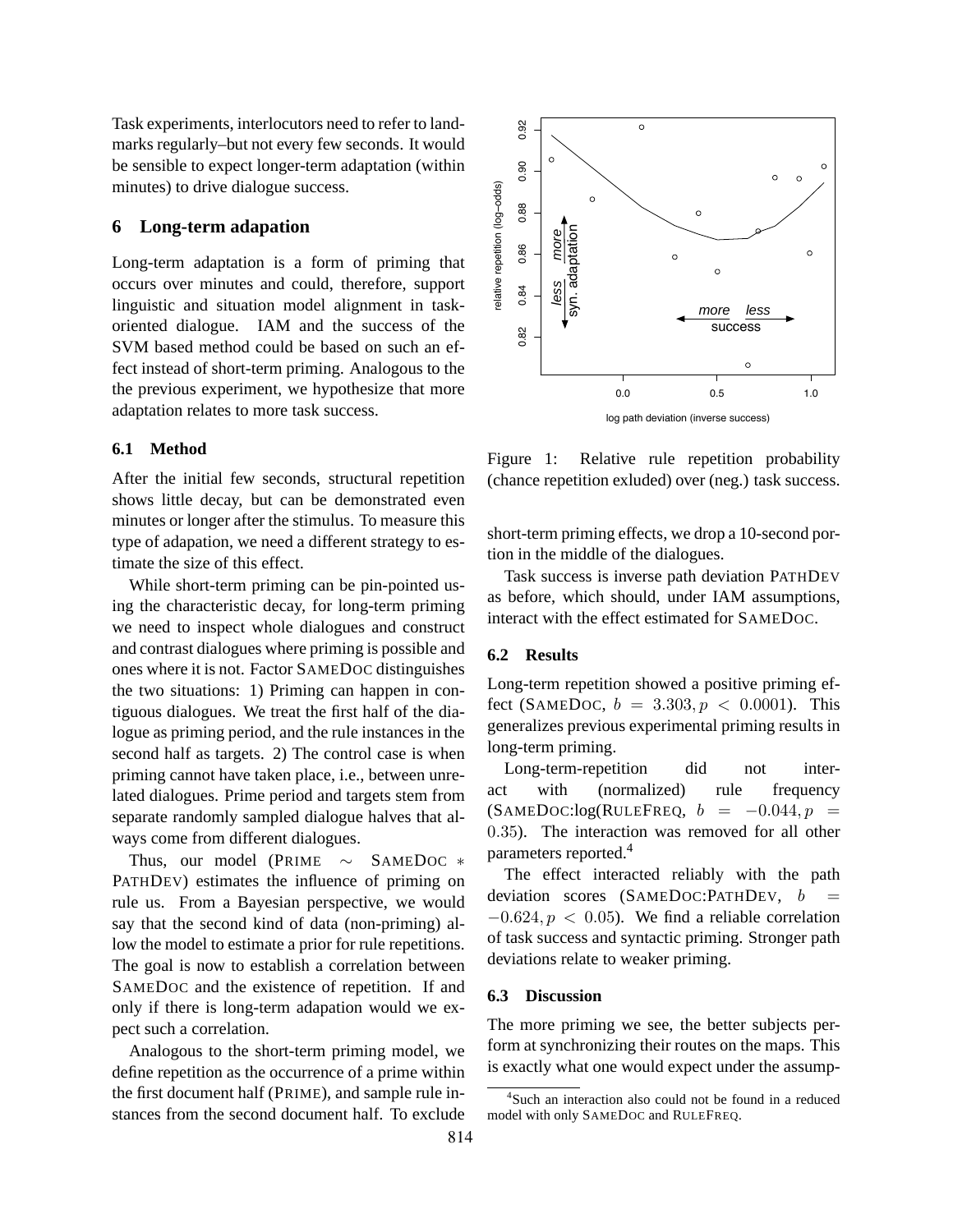Task experiments, interlocutors need to refer to landmarks regularly–but not every few seconds. It would be sensible to expect longer-term adaptation (within minutes) to drive dialogue success.

## 6 Long-term adapation

Long-term adaptation is a form of priming that occurs over minutes and could, therefore, support linguistic and situation model alignment in task-oriented dialogue. IAM and the success of the SVM based method could be based on such an effect instead of short-term priming. Analogous to the the previous experiment, we hypothesize that more adaptation relates to more task success.

### 6.1 Method

After the initial few seconds, structural repetition shows little decay, but can be demonstrated even minutes or longer after the stimulus. To measure this type of adapation, we need a different strategy to estimate the size of this effect.

While short-term priming can be pin-pointed using the characteristic decay, for long-term priming we need to inspect whole dialogues and construct and contrast dialogues where priming is possible and ones where it is not. Factor SAMEDOC distinguishes the two situations: 1) Priming can happen in contiguous dialogues. We treat the first half of the dialogue as priming period, and the rule instances in the second half as targets. 2) The control case is when priming cannot have taken place, i.e., between unrelated dialogues. Prime period and targets stem from separate randomly sampled dialogue halves that always come from different dialogues.

Thus, our model (PRIME $\sim$ SAMEDOC $*$ PATHDEV) estimates the influence of priming on rule us. From a Bayesian perspective, we would say that the second kind of data (non-priming) allow the model to estimate a prior for rule repetitions. The goal is now to establish a correlation between SAMEDOC and the existence of repetition. If and only if there is long-term adapation would we expect such a correlation.

Analogous to the short-term priming model, we define repetition as the occurrence of a prime within the first document half (PRIME), and sample rule instances from the second document half. To exclude short-term priming effects, we drop a 10-second portion in the middle of the dialogues.

Task success is inverse path deviation PATHDEV as before, which should, under IAM assumptions, interact with the effect estimated for SAMEDOC.

Figure 1: Relative rule repetition probability (chance repetition exluded) over (neg.) task success.

### 6.2 Results

Long-term repetition showed a positive priming effect (SAMEDOC, $b = 3.303, p < 0.0001$). This generalizes previous experimental priming results in long-term priming.

Long-term-repetition did not interact with (normalized) rule frequency (SAMEDOC:log(RULEFREQ, $b = -0.044, p = 0.35$). The interaction was removed for all other parameters reported.[4]

The effect interacted reliably with the path deviation scores (SAMEDOC:PATHDEV, $b = -0.624, p < 0.05$). We find a reliable correlation of task success and syntactic priming. Stronger path deviations relate to weaker priming.

### 6.3 Discussion

The more priming we see, the better subjects perform at synchronizing their routes on the maps. This is exactly what one would expect under the assump-

[4] Such an interaction also could not be found in a reduced model with only SAMEDOC and RULEFREQ.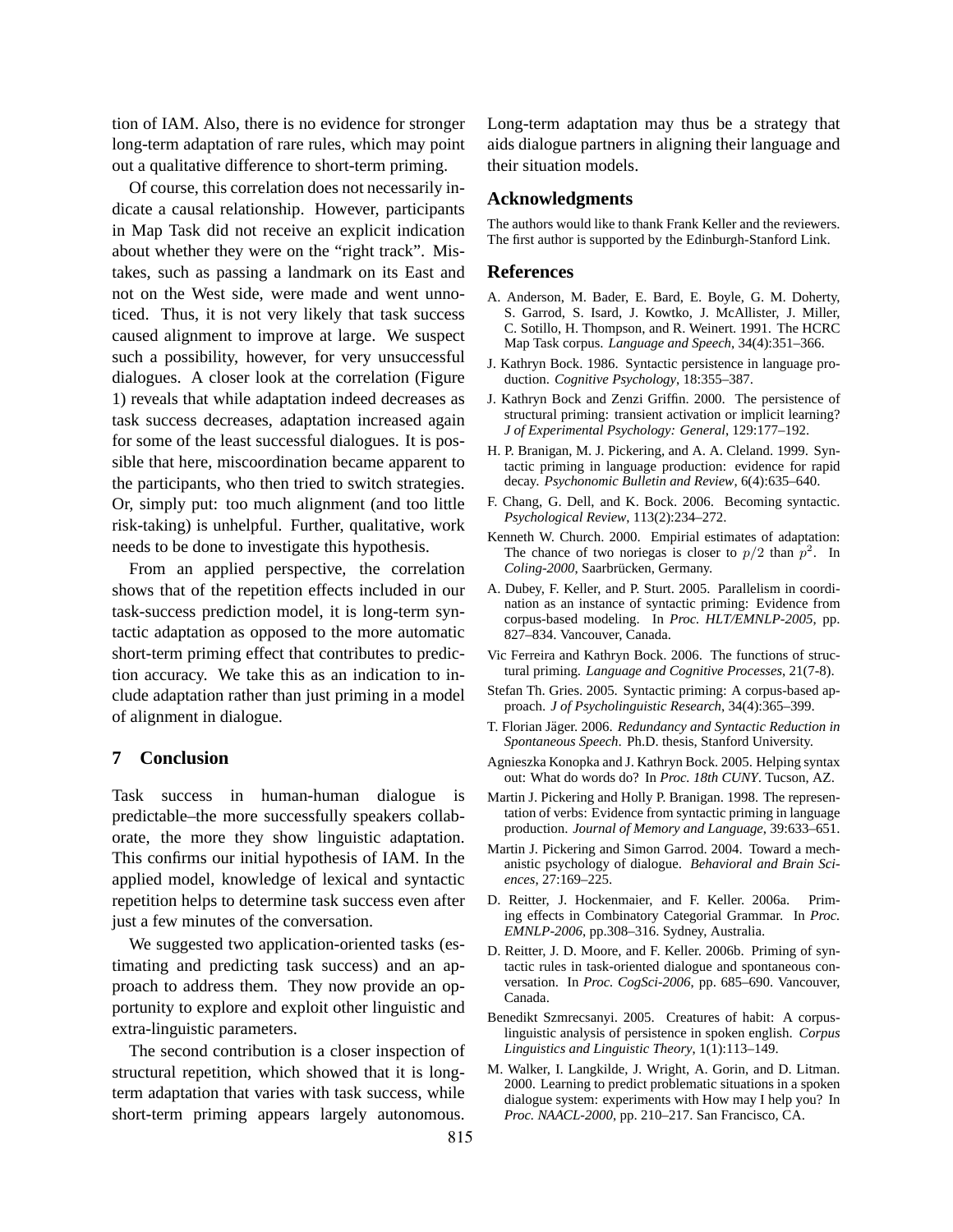tion of IAM. Also, there is no evidence for stronger long-term adaptation of rare rules, which may point out a qualitative difference to short-term priming.

Of course, this correlation does not necessarily indicate a causal relationship. However, participants in Map Task did not receive an explicit indication about whether they were on the "right track". Mistakes, such as passing a landmark on its East and not on the West side, were made and went unnoticed. Thus, it is not very likely that task success caused alignment to improve at large. We suspect such a possibility, however, for very unsuccessful dialogues. A closer look at the correlation (Figure 1) reveals that while adaptation indeed decreases as task success decreases, adaptation increased again for some of the least successful dialogues. It is possible that here, miscoordination became apparent to the participants, who then tried to switch strategies. Or, simply put: too much alignment (and too little risk-taking) is unhelpful. Further, qualitative, work needs to be done to investigate this hypothesis.

From an applied perspective, the correlation shows that of the repetition effects included in our task-success prediction model, it is long-term syntactic adaptation as opposed to the more automatic short-term priming effect that contributes to prediction accuracy. We take this as an indication to include adaptation rather than just priming in a model of alignment in dialogue.

## 7 Conclusion

Task success in human-human dialogue is predictable–the more successfully speakers collaborate, the more they show linguistic adaptation. This confirms our initial hypothesis of IAM. In the applied model, knowledge of lexical and syntactic repetition helps to determine task success even after just a few minutes of the conversation.

We suggested two application-oriented tasks (estimating and predicting task success) and an approach to address them. They now provide an opportunity to explore and exploit other linguistic and extra-linguistic parameters.

The second contribution is a closer inspection of structural repetition, which showed that it is long-term adaptation that varies with task success, while short-term priming appears largely autonomous. Long-term adaptation may thus be a strategy that aids dialogue partners in aligning their language and their situation models.

## Acknowledgments

The authors would like to thank Frank Keller and the reviewers. The first author is supported by the Edinburgh-Stanford Link.

## References

A. Anderson, M. Bader, E. Bard, E. Boyle, G. M. Doherty, S. Garrod, S. Isard, J. Kowtko, J. McAllister, J. Miller, C. Sotillo, H. Thompson, and R. Weinert. 1991. The HCRC Map Task corpus. *Language and Speech*, 34(4):351–366.

J. Kathryn Bock. 1986. Syntactic persistence in language production. *Cognitive Psychology*, 18:355–387.

J. Kathryn Bock and Zenzi Griffin. 2000. The persistence of structural priming: transient activation or implicit learning? *J of Experimental Psychology: General*, 129:177–192.

H. P. Branigan, M. J. Pickering, and A. A. Cleland. 1999. Syntactic priming in language production: evidence for rapid decay. *Psychonomic Bulletin and Review*, 6(4):635–640.

F. Chang, G. Dell, and K. Bock. 2006. Becoming syntactic. *Psychological Review*, 113(2):234–272.

Kenneth W. Church. 2000. Empirial estimates of adaptation: The chance of two noriegas is closer to $p/2$ than $p^2$. In *Coling-2000*, Saarbrücken, Germany.

A. Dubey, F. Keller, and P. Sturt. 2005. Parallelism in coordination as an instance of syntactic priming: Evidence from corpus-based modeling. In *Proc. HLT/EMNLP-2005*, pp. 827–834. Vancouver, Canada.

Vic Ferreira and Kathryn Bock. 2006. The functions of structural priming. *Language and Cognitive Processes*, 21(7-8).

Stefan Th. Gries. 2005. Syntactic priming: A corpus-based approach. *J of Psycholinguistic Research*, 34(4):365–399.

T. Florian Jäger. 2006. *Redundancy and Syntactic Reduction in Spontaneous Speech*. Ph.D. thesis, Stanford University.

Agnieszka Konopka and J. Kathryn Bock. 2005. Helping syntax out: What do words do? In *Proc. 18th CUNY*. Tucson, AZ.

Martin J. Pickering and Holly P. Branigan. 1998. The representation of verbs: Evidence from syntactic priming in language production. *Journal of Memory and Language*, 39:633–651.

Martin J. Pickering and Simon Garrod. 2004. Toward a mechanistic psychology of dialogue. *Behavioral and Brain Sciences*, 27:169–225.

D. Reitter, J. Hockenmaier, and F. Keller. 2006a. Priming effects in Combinatory Categorial Grammar. In *Proc. EMNLP-2006*, pp.308–316. Sydney, Australia.

D. Reitter, J. D. Moore, and F. Keller. 2006b. Priming of syntactic rules in task-oriented dialogue and spontaneous conversation. In *Proc. CogSci-2006*, pp. 685–690. Vancouver, Canada.

Benedikt Szmrecsanyi. 2005. Creatures of habit: A corpus-linguistic analysis of persistence in spoken english. *Corpus Linguistics and Linguistic Theory*, 1(1):113–149.

M. Walker, I. Langkilde, J. Wright, A. Gorin, and D. Litman. 2000. Learning to predict problematic situations in a spoken dialogue system: experiments with How may I help you? In *Proc. NAACL-2000*, pp. 210–217. San Francisco, CA.